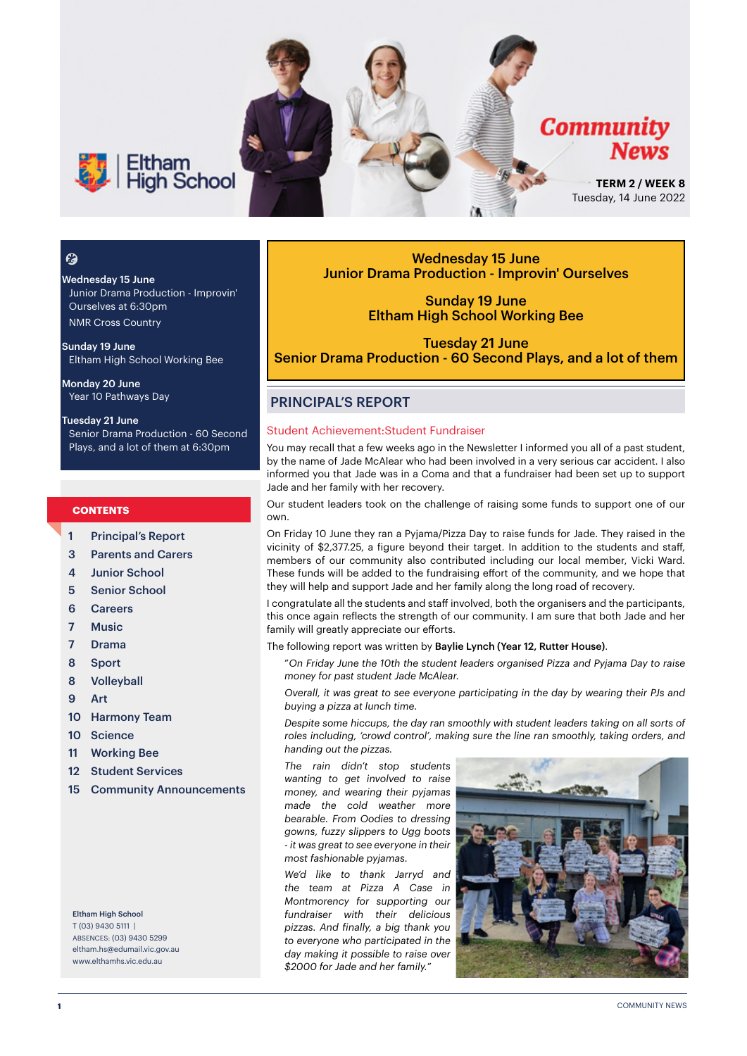# Eltham High School

## Community News

**TERM 2 / WEEK 8**
Tuesday, 14 June 2022

**Wednesday 15 June**
Junior Drama Production - Improvin' Ourselves at 6:30pm
NMR Cross Country

**Sunday 19 June**
Eltham High School Working Bee

**Monday 20 June**
Year 10 Pathways Day

**Tuesday 21 June**
Senior Drama Production - 60 Second Plays, and a lot of them at 6:30pm

### CONTENTS

| | |
|---|---|
| 1 | Principal's Report |
| 3 | Parents and Carers |
| 4 | Junior School |
| 5 | Senior School |
| 6 | Careers |
| 7 | Music |
| 7 | Drama |
| 8 | Sport |
| 8 | Volleyball |
| 9 | Art |
| 10 | Harmony Team |
| 10 | Science |
| 11 | Working Bee |
| 12 | Student Services |
| 15 | Community Announcements |

**Eltham High School**
T (03) 9430 5111 |
ABSENCES: (03) 9430 5299
eltham.hs@edumail.vic.gov.au
www.elthamhs.vic.edu.au

---

**Wednesday 15 June**
**Junior Drama Production - Improvin' Ourselves**

**Sunday 19 June**
**Eltham High School Working Bee**

**Tuesday 21 June**
**Senior Drama Production - 60 Second Plays, and a lot of them**

## PRINCIPAL'S REPORT

### Student Achievement:Student Fundraiser

You may recall that a few weeks ago in the Newsletter I informed you all of a past student, by the name of Jade McAlear who had been involved in a very serious car accident. I also informed you that Jade was in a Coma and that a fundraiser had been set up to support Jade and her family with her recovery.

Our student leaders took on the challenge of raising some funds to support one of our own.

On Friday 10 June they ran a Pyjama/Pizza Day to raise funds for Jade. They raised in the vicinity of $2,377.25, a figure beyond their target. In addition to the students and staff, members of our community also contributed including our local member, Vicki Ward. These funds will be added to the fundraising effort of the community, and we hope that they will help and support Jade and her family along the long road of recovery.

I congratulate all the students and staff involved, both the organisers and the participants, this once again reflects the strength of our community. I am sure that both Jade and her family will greatly appreciate our efforts.

The following report was written by **Baylie Lynch (Year 12, Rutter House)**.

*"On Friday June the 10th the student leaders organised Pizza and Pyjama Day to raise money for past student Jade McAlear.*

*Overall, it was great to see everyone participating in the day by wearing their PJs and buying a pizza at lunch time.*

*Despite some hiccups, the day ran smoothly with student leaders taking on all sorts of roles including, 'crowd control', making sure the line ran smoothly, taking orders, and handing out the pizzas.*

*The rain didn't stop students wanting to get involved to raise money, and wearing their pyjamas made the cold weather more bearable. From Oodies to dressing gowns, fuzzy slippers to Ugg boots - it was great to see everyone in their most fashionable pyjamas.*

*We'd like to thank Jarryd and the team at Pizza A Case in Montmorency for supporting our fundraiser with their delicious pizzas. And finally, a big thank you to everyone who participated in the day making it possible to raise over $2000 for Jade and her family."*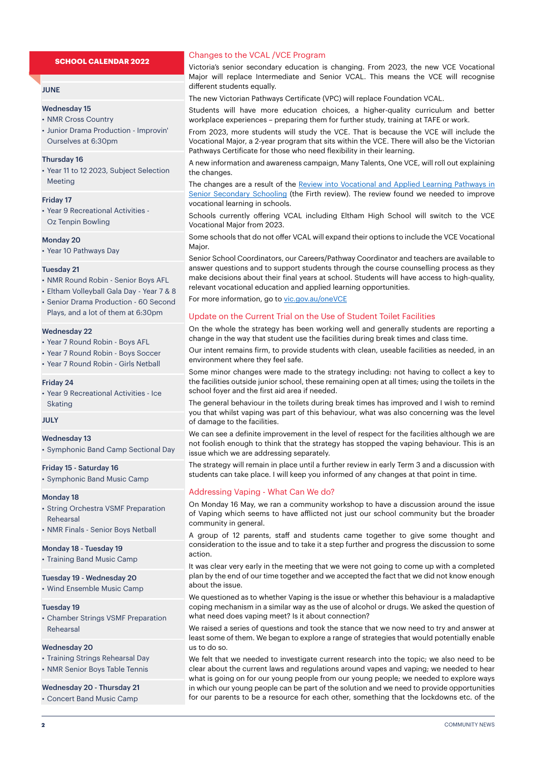## SCHOOL CALENDAR 2022

### JUNE

**Wednesday 15**
- NMR Cross Country
- Junior Drama Production - Improvin' Ourselves at 6:30pm

**Thursday 16**
- Year 11 to 12 2023, Subject Selection Meeting

**Friday 17**
- Year 9 Recreational Activities - Oz Tenpin Bowling

**Monday 20**
- Year 10 Pathways Day

**Tuesday 21**
- NMR Round Robin - Senior Boys AFL
- Eltham Volleyball Gala Day - Year 7 & 8
- Senior Drama Production - 60 Second Plays, and a lot of them at 6:30pm

**Wednesday 22**
- Year 7 Round Robin - Boys AFL
- Year 7 Round Robin - Boys Soccer
- Year 7 Round Robin - Girls Netball

**Friday 24**
- Year 9 Recreational Activities - Ice Skating

### JULY

**Wednesday 13**
- Symphonic Band Camp Sectional Day

**Friday 15 - Saturday 16**
- Symphonic Band Music Camp

**Monday 18**
- String Orchestra VSMF Preparation Rehearsal
- NMR Finals - Senior Boys Netball

**Monday 18 - Tuesday 19**
- Training Band Music Camp

**Tuesday 19 - Wednesday 20**
- Wind Ensemble Music Camp

**Tuesday 19**
- Chamber Strings VSMF Preparation Rehearsal

**Wednesday 20**
- Training Strings Rehearsal Day
- NMR Senior Boys Table Tennis

**Wednesday 20 - Thursday 21**
- Concert Band Music Camp

## Changes to the VCAL /VCE Program

Victoria's senior secondary education is changing. From 2023, the new VCE Vocational Major will replace Intermediate and Senior VCAL. This means the VCE will recognise different students equally.

The new Victorian Pathways Certificate (VPC) will replace Foundation VCAL.

Students will have more education choices, a higher-quality curriculum and better workplace experiences – preparing them for further study, training at TAFE or work.

From 2023, more students will study the VCE. That is because the VCE will include the Vocational Major, a 2-year program that sits within the VCE. There will also be the Victorian Pathways Certificate for those who need flexibility in their learning.

A new information and awareness campaign, Many Talents, One VCE, will roll out explaining the changes.

The changes are a result of the Review into Vocational and Applied Learning Pathways in Senior Secondary Schooling (the Firth review). The review found we needed to improve vocational learning in schools.

Schools currently offering VCAL including Eltham High School will switch to the VCE Vocational Major from 2023.

Some schools that do not offer VCAL will expand their options to include the VCE Vocational Major.

Senior School Coordinators, our Careers/Pathway Coordinator and teachers are available to answer questions and to support students through the course counselling process as they make decisions about their final years at school. Students will have access to high-quality, relevant vocational education and applied learning opportunities.

For more information, go to vic.gov.au/oneVCE

## Update on the Current Trial on the Use of Student Toilet Facilities

On the whole the strategy has been working well and generally students are reporting a change in the way that student use the facilities during break times and class time.

Our intent remains firm, to provide students with clean, useable facilities as needed, in an environment where they feel safe.

Some minor changes were made to the strategy including: not having to collect a key to the facilities outside junior school, these remaining open at all times; using the toilets in the school foyer and the first aid area if needed.

The general behaviour in the toilets during break times has improved and I wish to remind you that whilst vaping was part of this behaviour, what was also concerning was the level of damage to the facilities.

We can see a definite improvement in the level of respect for the facilities although we are not foolish enough to think that the strategy has stopped the vaping behaviour. This is an issue which we are addressing separately.

The strategy will remain in place until a further review in early Term 3 and a discussion with students can take place. I will keep you informed of any changes at that point in time.

## Addressing Vaping - What Can We do?

On Monday 16 May, we ran a community workshop to have a discussion around the issue of Vaping which seems to have afflicted not just our school community but the broader community in general.

A group of 12 parents, staff and students came together to give some thought and consideration to the issue and to take it a step further and progress the discussion to some action.

It was clear very early in the meeting that we were not going to come up with a completed plan by the end of our time together and we accepted the fact that we did not know enough about the issue.

We questioned as to whether Vaping is the issue or whether this behaviour is a maladaptive coping mechanism in a similar way as the use of alcohol or drugs. We asked the question of what need does vaping meet? Is it about connection?

We raised a series of questions and took the stance that we now need to try and answer at least some of them. We began to explore a range of strategies that would potentially enable us to do so.

We felt that we needed to investigate current research into the topic; we also need to be clear about the current laws and regulations around vapes and vaping; we needed to hear what is going on for our young people from our young people; we needed to explore ways in which our young people can be part of the solution and we need to provide opportunities for our parents to be a resource for each other, something that the lockdowns etc. of the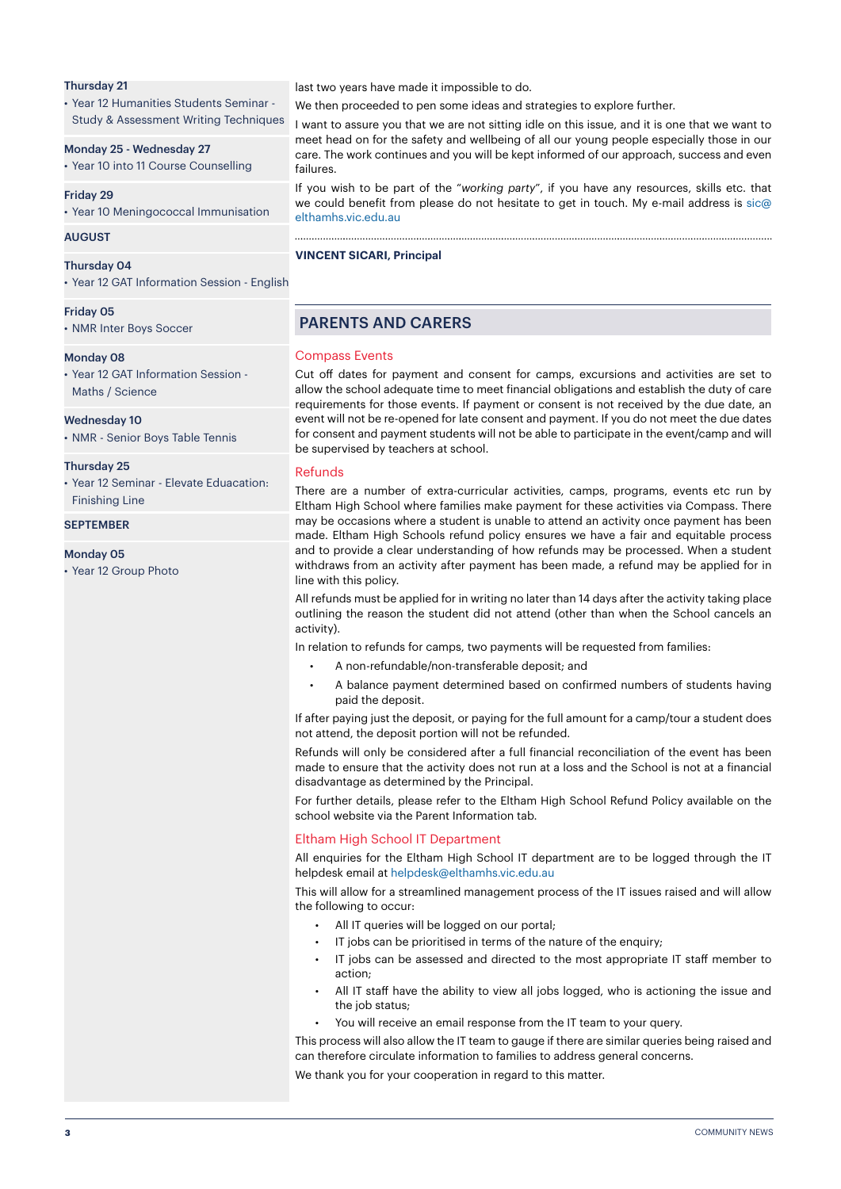**Thursday 21**

- Year 12 Humanities Students Seminar - Study & Assessment Writing Techniques

**Monday 25 - Wednesday 27**

- Year 10 into 11 Course Counselling

**Friday 29**

- Year 10 Meningococcal Immunisation

**AUGUST**

**Thursday 04**

- Year 12 GAT Information Session - English

**Friday 05**

- NMR Inter Boys Soccer

**Monday 08**

- Year 12 GAT Information Session - Maths / Science

**Wednesday 10**

- NMR - Senior Boys Table Tennis

**Thursday 25**

- Year 12 Seminar - Elevate Eduacation: Finishing Line

**SEPTEMBER**

**Monday 05**

- Year 12 Group Photo

last two years have made it impossible to do.

We then proceeded to pen some ideas and strategies to explore further.

I want to assure you that we are not sitting idle on this issue, and it is one that we want to meet head on for the safety and wellbeing of all our young people especially those in our care. The work continues and you will be kept informed of our approach, success and even failures.

If you wish to be part of the "*working party*", if you have any resources, skills etc. that we could benefit from please do not hesitate to get in touch. My e-mail address is sic@elthamhs.vic.edu.au

**VINCENT SICARI, Principal**

## PARENTS AND CARERS

### Compass Events

Cut off dates for payment and consent for camps, excursions and activities are set to allow the school adequate time to meet financial obligations and establish the duty of care requirements for those events. If payment or consent is not received by the due date, an event will not be re-opened for late consent and payment. If you do not meet the due dates for consent and payment students will not be able to participate in the event/camp and will be supervised by teachers at school.

### Refunds

There are a number of extra-curricular activities, camps, programs, events etc run by Eltham High School where families make payment for these activities via Compass. There may be occasions where a student is unable to attend an activity once payment has been made. Eltham High Schools refund policy ensures we have a fair and equitable process and to provide a clear understanding of how refunds may be processed. When a student withdraws from an activity after payment has been made, a refund may be applied for in line with this policy.

All refunds must be applied for in writing no later than 14 days after the activity taking place outlining the reason the student did not attend (other than when the School cancels an activity).

In relation to refunds for camps, two payments will be requested from families:

- A non-refundable/non-transferable deposit; and
- A balance payment determined based on confirmed numbers of students having paid the deposit.

If after paying just the deposit, or paying for the full amount for a camp/tour a student does not attend, the deposit portion will not be refunded.

Refunds will only be considered after a full financial reconciliation of the event has been made to ensure that the activity does not run at a loss and the School is not at a financial disadvantage as determined by the Principal.

For further details, please refer to the Eltham High School Refund Policy available on the school website via the Parent Information tab.

### Eltham High School IT Department

All enquiries for the Eltham High School IT department are to be logged through the IT helpdesk email at helpdesk@elthamhs.vic.edu.au

This will allow for a streamlined management process of the IT issues raised and will allow the following to occur:

- All IT queries will be logged on our portal;
- IT jobs can be prioritised in terms of the nature of the enquiry;
- IT jobs can be assessed and directed to the most appropriate IT staff member to action;
- All IT staff have the ability to view all jobs logged, who is actioning the issue and the job status;
- You will receive an email response from the IT team to your query.

This process will also allow the IT team to gauge if there are similar queries being raised and can therefore circulate information to families to address general concerns.

We thank you for your cooperation in regard to this matter.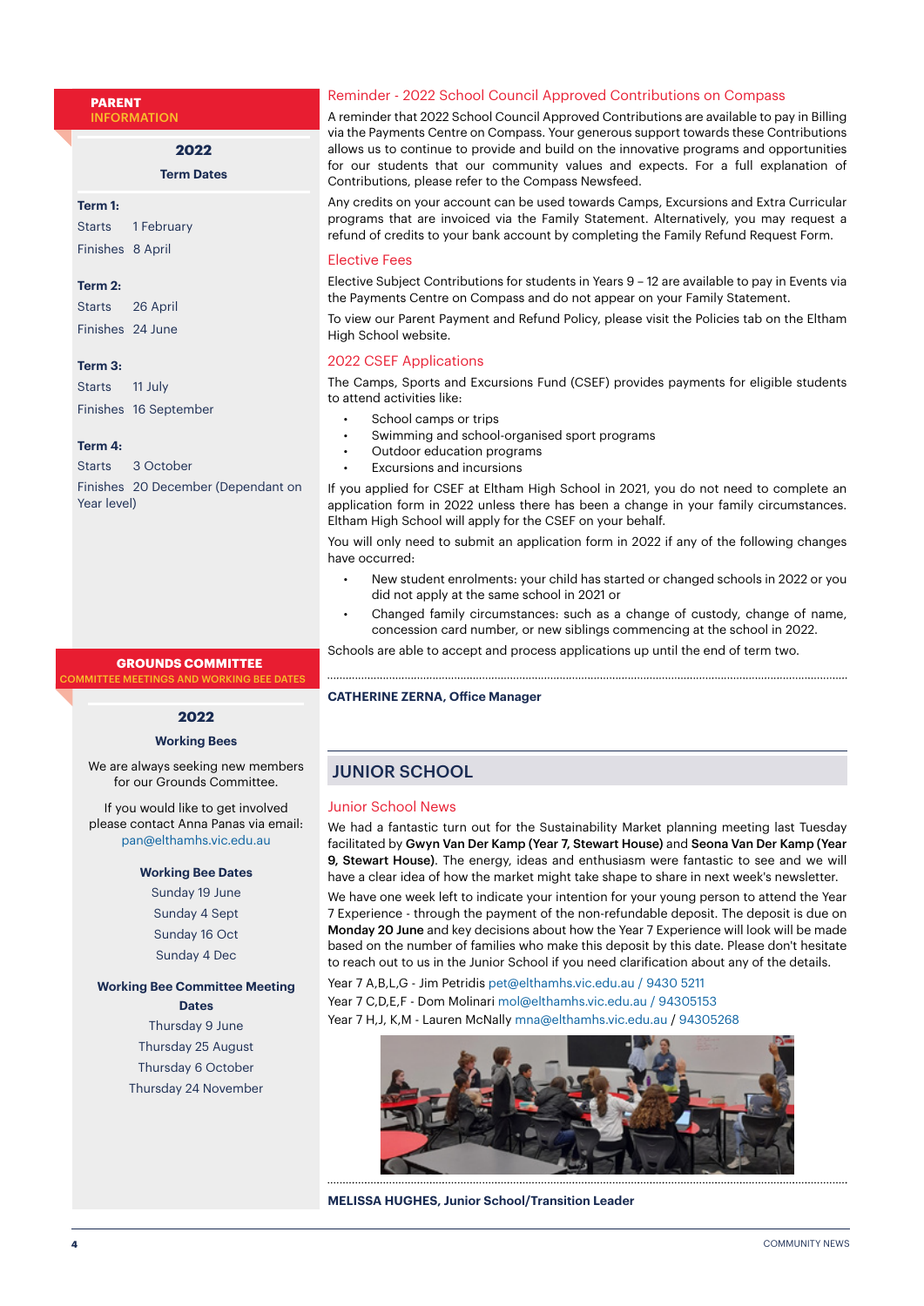## PARENT INFORMATION

### 2022

**Term Dates**

**Term 1:**
Starts 1 February
Finishes 8 April

**Term 2:**
Starts 26 April
Finishes 24 June

**Term 3:**
Starts 11 July
Finishes 16 September

**Term 4:**
Starts 3 October
Finishes 20 December (Dependant on Year level)

## GROUNDS COMMITTEE

COMMITTEE MEETINGS AND WORKING BEE DATES

### 2022

**Working Bees**

We are always seeking new members for our Grounds Committee.

If you would like to get involved please contact Anna Panas via email: pan@elthamhs.vic.edu.au

**Working Bee Dates**

Sunday 19 June
Sunday 4 Sept
Sunday 16 Oct
Sunday 4 Dec

**Working Bee Committee Meeting Dates**

Thursday 9 June
Thursday 25 August
Thursday 6 October
Thursday 24 November

### Reminder - 2022 School Council Approved Contributions on Compass

A reminder that 2022 School Council Approved Contributions are available to pay in Billing via the Payments Centre on Compass. Your generous support towards these Contributions allows us to continue to provide and build on the innovative programs and opportunities for our students that our community values and expects. For a full explanation of Contributions, please refer to the Compass Newsfeed.

Any credits on your account can be used towards Camps, Excursions and Extra Curricular programs that are invoiced via the Family Statement. Alternatively, you may request a refund of credits to your bank account by completing the Family Refund Request Form.

### Elective Fees

Elective Subject Contributions for students in Years 9 – 12 are available to pay in Events via the Payments Centre on Compass and do not appear on your Family Statement.

To view our Parent Payment and Refund Policy, please visit the Policies tab on the Eltham High School website.

### 2022 CSEF Applications

The Camps, Sports and Excursions Fund (CSEF) provides payments for eligible students to attend activities like:

- School camps or trips
- Swimming and school-organised sport programs
- Outdoor education programs
- Excursions and incursions

If you applied for CSEF at Eltham High School in 2021, you do not need to complete an application form in 2022 unless there has been a change in your family circumstances. Eltham High School will apply for the CSEF on your behalf.

You will only need to submit an application form in 2022 if any of the following changes have occurred:

- New student enrolments: your child has started or changed schools in 2022 or you did not apply at the same school in 2021 or
- Changed family circumstances: such as a change of custody, change of name, concession card number, or new siblings commencing at the school in 2022.

Schools are able to accept and process applications up until the end of term two.

**CATHERINE ZERNA, Office Manager**

## JUNIOR SCHOOL

### Junior School News

We had a fantastic turn out for the Sustainability Market planning meeting last Tuesday facilitated by **Gwyn Van Der Kamp (Year 7, Stewart House)** and **Seona Van Der Kamp (Year 9, Stewart House)**. The energy, ideas and enthusiasm were fantastic to see and we will have a clear idea of how the market might take shape to share in next week's newsletter.

We have one week left to indicate your intention for your young person to attend the Year 7 Experience - through the payment of the non-refundable deposit. The deposit is due on **Monday 20 June** and key decisions about how the Year 7 Experience will look will be made based on the number of families who make this deposit by this date. Please don't hesitate to reach out to us in the Junior School if you need clarification about any of the details.

Year 7 A,B,L,G - Jim Petridis pet@elthamhs.vic.edu.au / 9430 5211
Year 7 C,D,E,F - Dom Molinari mol@elthamhs.vic.edu.au / 94305153
Year 7 H,J, K,M - Lauren McNally mna@elthamhs.vic.edu.au / 94305268

**MELISSA HUGHES, Junior School/Transition Leader**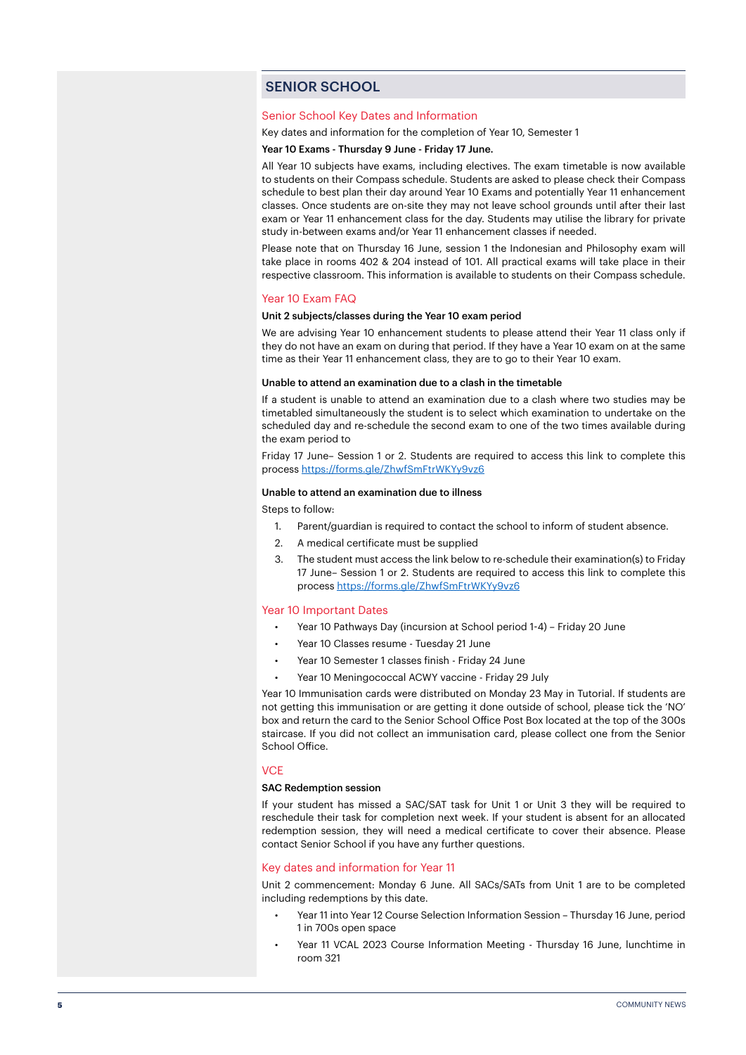## SENIOR SCHOOL

### Senior School Key Dates and Information

Key dates and information for the completion of Year 10, Semester 1

**Year 10 Exams - Thursday 9 June - Friday 17 June.**

All Year 10 subjects have exams, including electives. The exam timetable is now available to students on their Compass schedule. Students are asked to please check their Compass schedule to best plan their day around Year 10 Exams and potentially Year 11 enhancement classes. Once students are on-site they may not leave school grounds until after their last exam or Year 11 enhancement class for the day. Students may utilise the library for private study in-between exams and/or Year 11 enhancement classes if needed.

Please note that on Thursday 16 June, session 1 the Indonesian and Philosophy exam will take place in rooms 402 & 204 instead of 101. All practical exams will take place in their respective classroom. This information is available to students on their Compass schedule.

### Year 10 Exam FAQ

**Unit 2 subjects/classes during the Year 10 exam period**

We are advising Year 10 enhancement students to please attend their Year 11 class only if they do not have an exam on during that period. If they have a Year 10 exam on at the same time as their Year 11 enhancement class, they are to go to their Year 10 exam.

**Unable to attend an examination due to a clash in the timetable**

If a student is unable to attend an examination due to a clash where two studies may be timetabled simultaneously the student is to select which examination to undertake on the scheduled day and re-schedule the second exam to one of the two times available during the exam period to

Friday 17 June– Session 1 or 2. Students are required to access this link to complete this process https://forms.gle/ZhwfSmFtrWKYy9vz6

**Unable to attend an examination due to illness**

Steps to follow:

1. Parent/guardian is required to contact the school to inform of student absence.
2. A medical certificate must be supplied
3. The student must access the link below to re-schedule their examination(s) to Friday 17 June– Session 1 or 2. Students are required to access this link to complete this process https://forms.gle/ZhwfSmFtrWKYy9vz6

### Year 10 Important Dates

- Year 10 Pathways Day (incursion at School period 1-4) – Friday 20 June
- Year 10 Classes resume - Tuesday 21 June
- Year 10 Semester 1 classes finish - Friday 24 June
- Year 10 Meningococcal ACWY vaccine - Friday 29 July

Year 10 Immunisation cards were distributed on Monday 23 May in Tutorial. If students are not getting this immunisation or are getting it done outside of school, please tick the 'NO' box and return the card to the Senior School Office Post Box located at the top of the 300s staircase. If you did not collect an immunisation card, please collect one from the Senior School Office.

### VCE

**SAC Redemption session**

If your student has missed a SAC/SAT task for Unit 1 or Unit 3 they will be required to reschedule their task for completion next week. If your student is absent for an allocated redemption session, they will need a medical certificate to cover their absence. Please contact Senior School if you have any further questions.

### Key dates and information for Year 11

Unit 2 commencement: Monday 6 June. All SACs/SATs from Unit 1 are to be completed including redemptions by this date.

- Year 11 into Year 12 Course Selection Information Session – Thursday 16 June, period 1 in 700s open space
- Year 11 VCAL 2023 Course Information Meeting - Thursday 16 June, lunchtime in room 321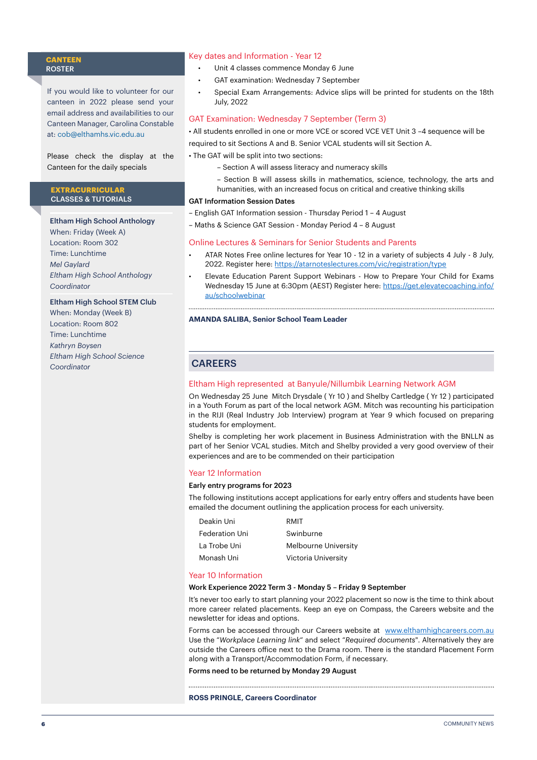## CANTEEN ROSTER

If you would like to volunteer for our canteen in 2022 please send your email address and availabilities to our Canteen Manager, Carolina Constable at: cob@elthamhs.vic.edu.au

Please check the display at the Canteen for the daily specials

## EXTRACURRICULAR CLASSES & TUTORIALS

**Eltham High School Anthology**
When: Friday (Week A)
Location: Room 302
Time: Lunchtime
*Mel Gaylard*
*Eltham High School Anthology Coordinator*

**Eltham High School STEM Club**
When: Monday (Week B)
Location: Room 802
Time: Lunchtime
*Kathryn Boysen*
*Eltham High School Science Coordinator*

### Key dates and Information - Year 12

- Unit 4 classes commence Monday 6 June
- GAT examination: Wednesday 7 September
- Special Exam Arrangements: Advice slips will be printed for students on the 18th July, 2022

### GAT Examination: Wednesday 7 September (Term 3)

• All students enrolled in one or more VCE or scored VCE VET Unit 3 –4 sequence will be required to sit Sections A and B. Senior VCAL students will sit Section A.

• The GAT will be split into two sections:

– Section A will assess literacy and numeracy skills

– Section B will assess skills in mathematics, science, technology, the arts and humanities, with an increased focus on critical and creative thinking skills

**GAT Information Session Dates**

– English GAT Information session - Thursday Period 1 – 4 August

– Maths & Science GAT Session - Monday Period 4 – 8 August

### Online Lectures & Seminars for Senior Students and Parents

- ATAR Notes Free online lectures for Year 10 - 12 in a variety of subjects 4 July - 8 July, 2022. Register here: https://atarnoteslectures.com/vic/registration/type
- Elevate Education Parent Support Webinars - How to Prepare Your Child for Exams Wednesday 15 June at 6:30pm (AEST) Register here: https://get.elevatecoaching.info/au/schoolwebinar

**AMANDA SALIBA, Senior School Team Leader**

## CAREERS

### Eltham High represented at Banyule/Nillumbik Learning Network AGM

On Wednesday 25 June Mitch Drysdale ( Yr 10 ) and Shelby Cartledge ( Yr 12 ) participated in a Youth Forum as part of the local network AGM. Mitch was recounting his participation in the RIJI (Real Industry Job Interview) program at Year 9 which focused on preparing students for employment.

Shelby is completing her work placement in Business Administration with the BNLLN as part of her Senior VCAL studies. Mitch and Shelby provided a very good overview of their experiences and are to be commended on their participation

### Year 12 Information

**Early entry programs for 2023**

The following institutions accept applications for early entry offers and students have been emailed the document outlining the application process for each university.

| | |
|---|---|
| Deakin Uni | RMIT |
| Federation Uni | Swinburne |
| La Trobe Uni | Melbourne University |
| Monash Uni | Victoria University |

### Year 10 Information

**Work Experience 2022 Term 3 - Monday 5 – Friday 9 September**

It's never too early to start planning your 2022 placement so now is the time to think about more career related placements. Keep an eye on Compass, the Careers website and the newsletter for ideas and options.

Forms can be accessed through our Careers website at www.elthamhighcareers.com.au Use the "*Workplace Learning link*" and select "*Required documents*". Alternatively they are outside the Careers office next to the Drama room. There is the standard Placement Form along with a Transport/Accommodation Form, if necessary.

**Forms need to be returned by Monday 29 August**

**ROSS PRINGLE, Careers Coordinator**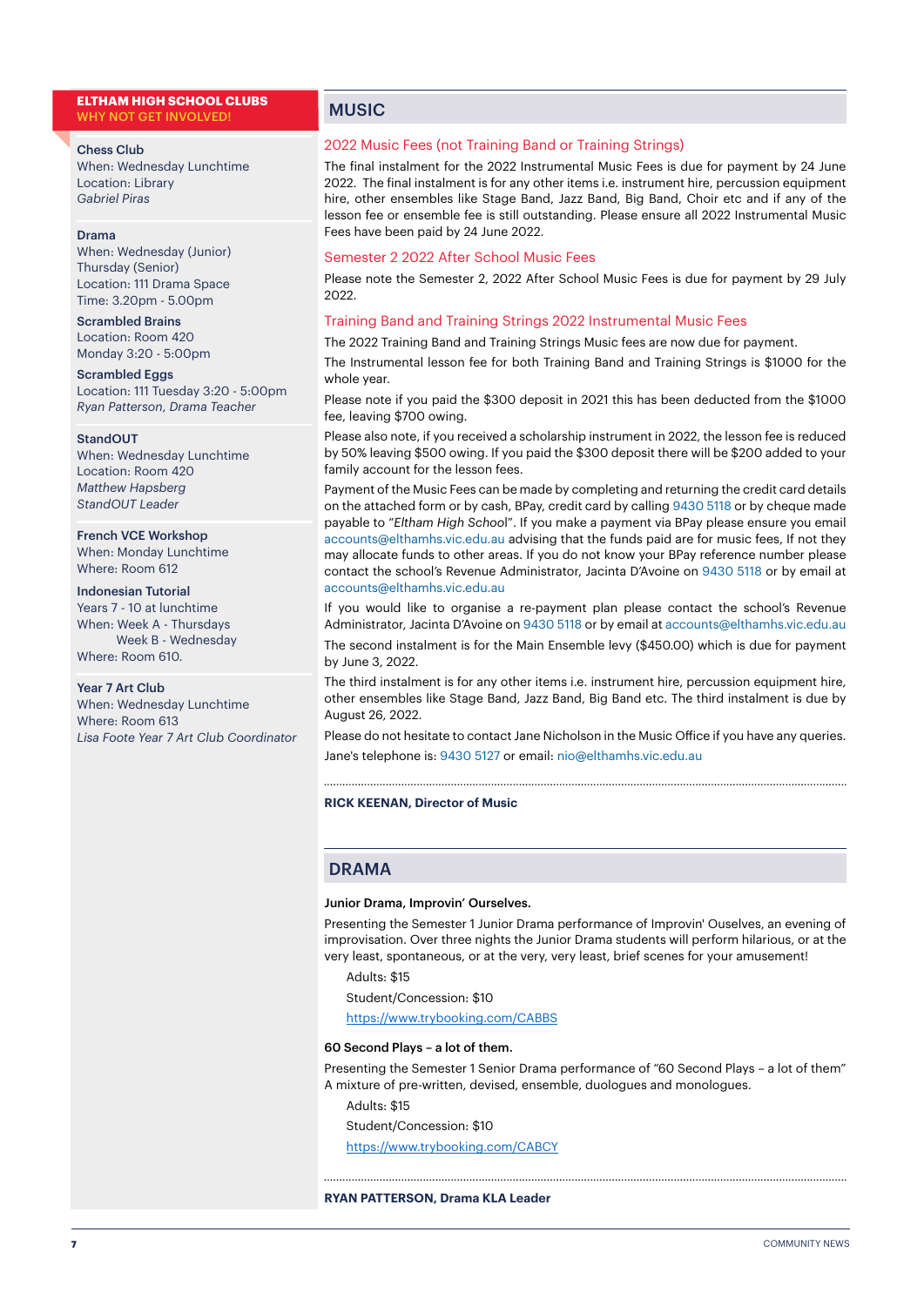## ELTHAM HIGH SCHOOL CLUBS
WHY NOT GET INVOLVED!

**Chess Club**
When: Wednesday Lunchtime
Location: Library
*Gabriel Piras*

**Drama**
When: Wednesday (Junior)
Thursday (Senior)
Location: 111 Drama Space
Time: 3.20pm - 5.00pm

**Scrambled Brains**
Location: Room 420
Monday 3:20 - 5:00pm

**Scrambled Eggs**
Location: 111 Tuesday 3:20 - 5:00pm
*Ryan Patterson, Drama Teacher*

**StandOUT**
When: Wednesday Lunchtime
Location: Room 420
*Matthew Hapsberg*
*StandOUT Leader*

**French VCE Workshop**
When: Monday Lunchtime
Where: Room 612

**Indonesian Tutorial**
Years 7 - 10 at lunchtime
When: Week A - Thursdays
Week B - Wednesday
Where: Room 610.

**Year 7 Art Club**
When: Wednesday Lunchtime
Where: Room 613
*Lisa Foote Year 7 Art Club Coordinator*

## MUSIC

### 2022 Music Fees (not Training Band or Training Strings)

The final instalment for the 2022 Instrumental Music Fees is due for payment by 24 June 2022. The final instalment is for any other items i.e. instrument hire, percussion equipment hire, other ensembles like Stage Band, Jazz Band, Big Band, Choir etc and if any of the lesson fee or ensemble fee is still outstanding. Please ensure all 2022 Instrumental Music Fees have been paid by 24 June 2022.

### Semester 2 2022 After School Music Fees

Please note the Semester 2, 2022 After School Music Fees is due for payment by 29 July 2022.

### Training Band and Training Strings 2022 Instrumental Music Fees

The 2022 Training Band and Training Strings Music fees are now due for payment.

The Instrumental lesson fee for both Training Band and Training Strings is $1000 for the whole year.

Please note if you paid the $300 deposit in 2021 this has been deducted from the $1000 fee, leaving $700 owing.

Please also note, if you received a scholarship instrument in 2022, the lesson fee is reduced by 50% leaving $500 owing. If you paid the $300 deposit there will be $200 added to your family account for the lesson fees.

Payment of the Music Fees can be made by completing and returning the credit card details on the attached form or by cash, BPay, credit card by calling 9430 5118 or by cheque made payable to "*Eltham High School*". If you make a payment via BPay please ensure you email accounts@elthamhs.vic.edu.au advising that the funds paid are for music fees, If not they may allocate funds to other areas. If you do not know your BPay reference number please contact the school's Revenue Administrator, Jacinta D'Avoine on 9430 5118 or by email at accounts@elthamhs.vic.edu.au

If you would like to organise a re-payment plan please contact the school's Revenue Administrator, Jacinta D'Avoine on 9430 5118 or by email at accounts@elthamhs.vic.edu.au

The second instalment is for the Main Ensemble levy ($450.00) which is due for payment by June 3, 2022.

The third instalment is for any other items i.e. instrument hire, percussion equipment hire, other ensembles like Stage Band, Jazz Band, Big Band etc. The third instalment is due by August 26, 2022.

Please do not hesitate to contact Jane Nicholson in the Music Office if you have any queries. Jane's telephone is: 9430 5127 or email: nio@elthamhs.vic.edu.au

**RICK KEENAN, Director of Music**

## DRAMA

**Junior Drama, Improvin' Ourselves.**

Presenting the Semester 1 Junior Drama performance of Improvin' Ouselves, an evening of improvisation. Over three nights the Junior Drama students will perform hilarious, or at the very least, spontaneous, or at the very, very least, brief scenes for your amusement!

Adults: $15
Student/Concession: $10
https://www.trybooking.com/CABBS

**60 Second Plays – a lot of them.**

Presenting the Semester 1 Senior Drama performance of "60 Second Plays – a lot of them" A mixture of pre-written, devised, ensemble, duologues and monologues.

Adults: $15
Student/Concession: $10
https://www.trybooking.com/CABCY

**RYAN PATTERSON, Drama KLA Leader**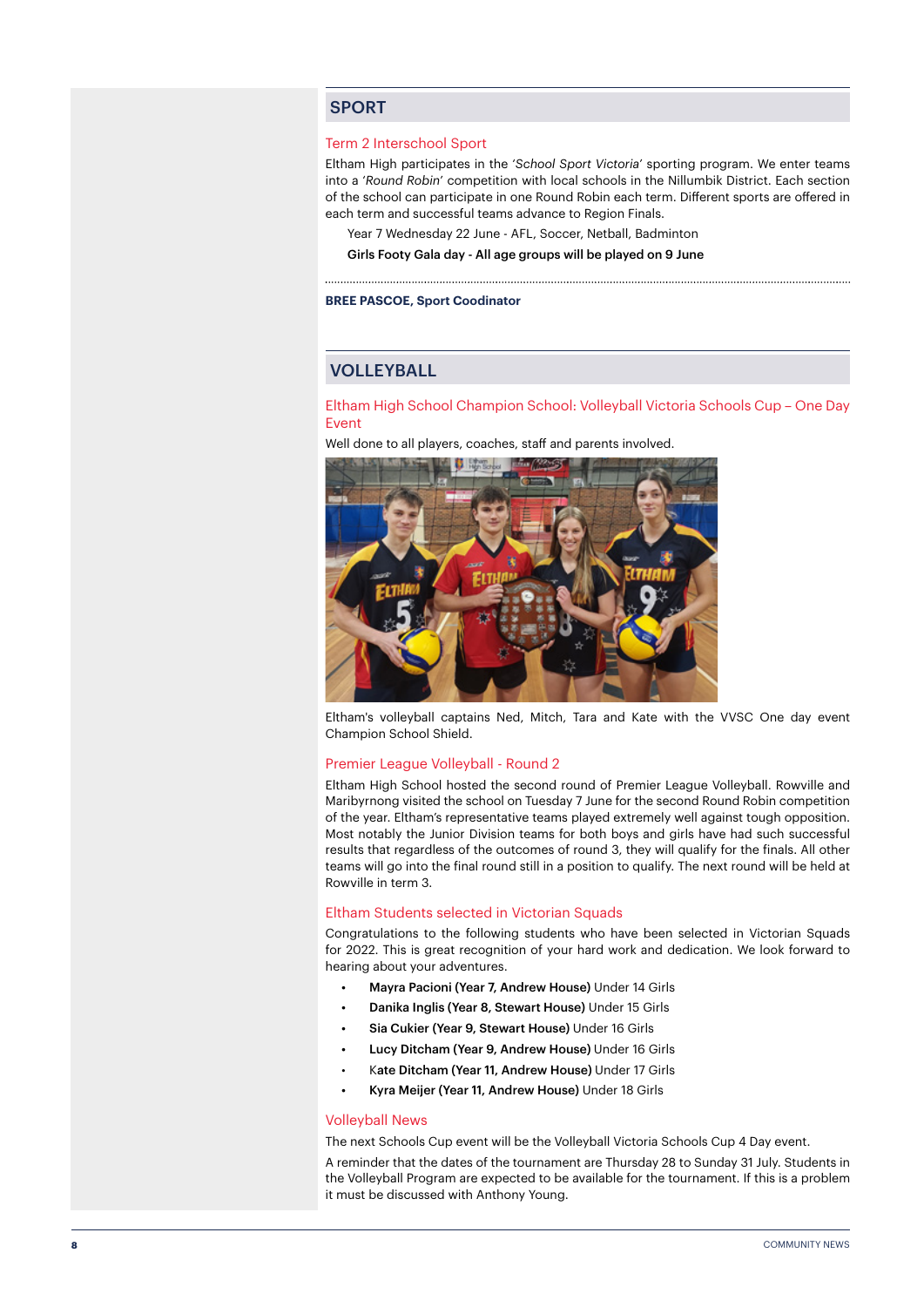## SPORT

### Term 2 Interschool Sport

Eltham High participates in the '*School Sport Victoria*' sporting program. We enter teams into a '*Round Robin*' competition with local schools in the Nillumbik District. Each section of the school can participate in one Round Robin each term. Different sports are offered in each term and successful teams advance to Region Finals.

Year 7 Wednesday 22 June - AFL, Soccer, Netball, Badminton

**Girls Footy Gala day - All age groups will be played on 9 June**

**BREE PASCOE, Sport Coodinator**

## VOLLEYBALL

### Eltham High School Champion School: Volleyball Victoria Schools Cup – One Day Event

Well done to all players, coaches, staff and parents involved.

Eltham's volleyball captains Ned, Mitch, Tara and Kate with the VVSC One day event Champion School Shield.

### Premier League Volleyball - Round 2

Eltham High School hosted the second round of Premier League Volleyball. Rowville and Maribyrnong visited the school on Tuesday 7 June for the second Round Robin competition of the year. Eltham's representative teams played extremely well against tough opposition. Most notably the Junior Division teams for both boys and girls have had such successful results that regardless of the outcomes of round 3, they will qualify for the finals. All other teams will go into the final round still in a position to qualify. The next round will be held at Rowville in term 3.

### Eltham Students selected in Victorian Squads

Congratulations to the following students who have been selected in Victorian Squads for 2022. This is great recognition of your hard work and dedication. We look forward to hearing about your adventures.

- **Mayra Pacioni (Year 7, Andrew House)** Under 14 Girls
- **Danika Inglis (Year 8, Stewart House)** Under 15 Girls
- **Sia Cukier (Year 9, Stewart House)** Under 16 Girls
- **Lucy Ditcham (Year 9, Andrew House)** Under 16 Girls
- K**ate Ditcham (Year 11, Andrew House)** Under 17 Girls
- **Kyra Meijer (Year 11, Andrew House)** Under 18 Girls

### Volleyball News

The next Schools Cup event will be the Volleyball Victoria Schools Cup 4 Day event.

A reminder that the dates of the tournament are Thursday 28 to Sunday 31 July. Students in the Volleyball Program are expected to be available for the tournament. If this is a problem it must be discussed with Anthony Young.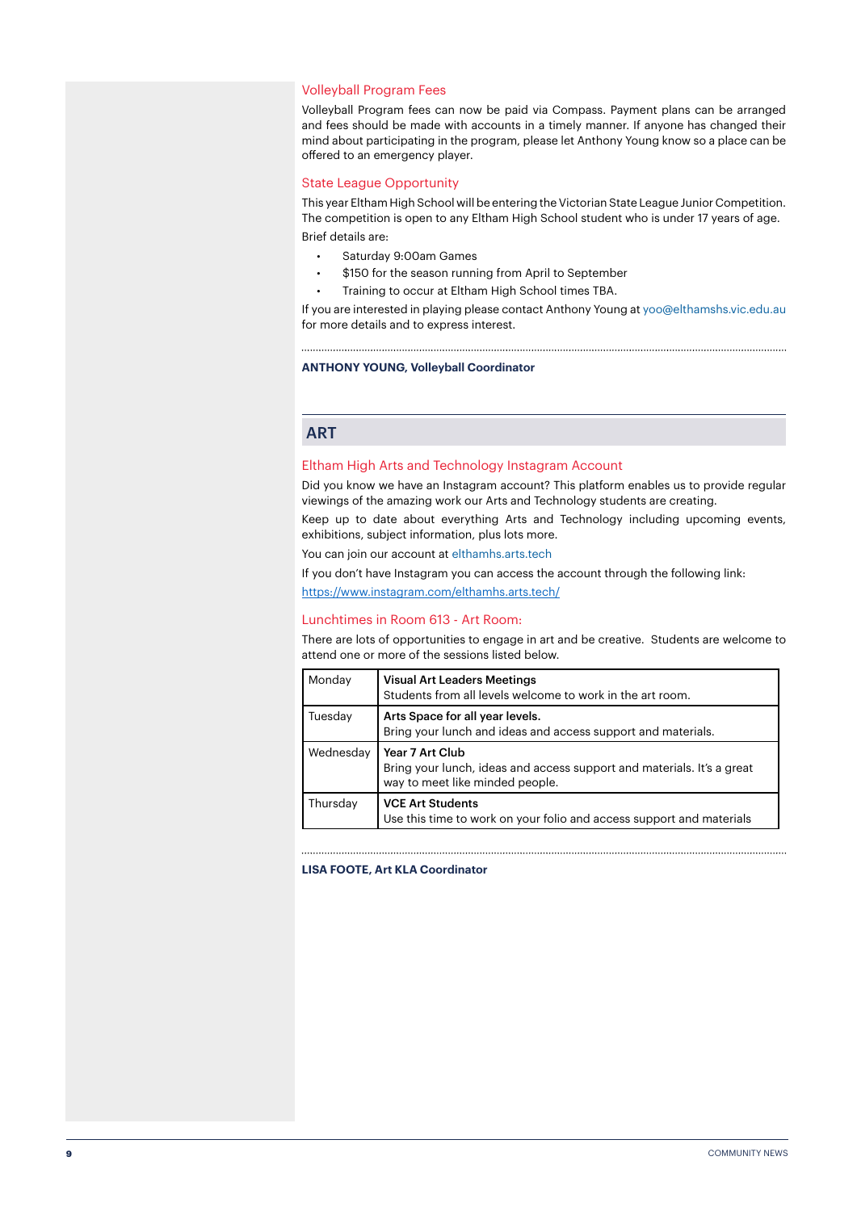### Volleyball Program Fees

Volleyball Program fees can now be paid via Compass. Payment plans can be arranged and fees should be made with accounts in a timely manner. If anyone has changed their mind about participating in the program, please let Anthony Young know so a place can be offered to an emergency player.

### State League Opportunity

This year Eltham High School will be entering the Victorian State League Junior Competition. The competition is open to any Eltham High School student who is under 17 years of age.

Brief details are:

- Saturday 9:00am Games
- $150 for the season running from April to September
- Training to occur at Eltham High School times TBA.

If you are interested in playing please contact Anthony Young at yoo@elthamshs.vic.edu.au for more details and to express interest.

**ANTHONY YOUNG, Volleyball Coordinator**

## ART

### Eltham High Arts and Technology Instagram Account

Did you know we have an Instagram account? This platform enables us to provide regular viewings of the amazing work our Arts and Technology students are creating.

Keep up to date about everything Arts and Technology including upcoming events, exhibitions, subject information, plus lots more.

You can join our account at elthamhs.arts.tech

If you don't have Instagram you can access the account through the following link:

https://www.instagram.com/elthamhs.arts.tech/

### Lunchtimes in Room 613 - Art Room:

There are lots of opportunities to engage in art and be creative. Students are welcome to attend one or more of the sessions listed below.

| Day | Session |
|---|---|
| Monday | **Visual Art Leaders Meetings**<br>Students from all levels welcome to work in the art room. |
| Tuesday | **Arts Space for all year levels.**<br>Bring your lunch and ideas and access support and materials. |
| Wednesday | **Year 7 Art Club**<br>Bring your lunch, ideas and access support and materials. It's a great way to meet like minded people. |
| Thursday | **VCE Art Students**<br>Use this time to work on your folio and access support and materials |

**LISA FOOTE, Art KLA Coordinator**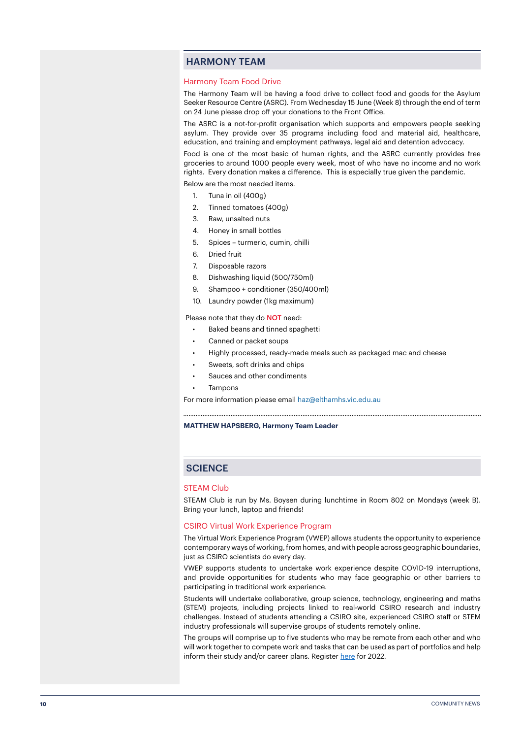## HARMONY TEAM

### Harmony Team Food Drive

The Harmony Team will be having a food drive to collect food and goods for the Asylum Seeker Resource Centre (ASRC). From Wednesday 15 June (Week 8) through the end of term on 24 June please drop off your donations to the Front Office.

The ASRC is a not-for-profit organisation which supports and empowers people seeking asylum. They provide over 35 programs including food and material aid, healthcare, education, and training and employment pathways, legal aid and detention advocacy.

Food is one of the most basic of human rights, and the ASRC currently provides free groceries to around 1000 people every week, most of who have no income and no work rights. Every donation makes a difference. This is especially true given the pandemic.

Below are the most needed items.

1. Tuna in oil (400g)
2. Tinned tomatoes (400g)
3. Raw, unsalted nuts
4. Honey in small bottles
5. Spices – turmeric, cumin, chilli
6. Dried fruit
7. Disposable razors
8. Dishwashing liquid (500/750ml)
9. Shampoo + conditioner (350/400ml)
10. Laundry powder (1kg maximum)

Please note that they do **NOT** need:

- Baked beans and tinned spaghetti
- Canned or packet soups
- Highly processed, ready-made meals such as packaged mac and cheese
- Sweets, soft drinks and chips
- Sauces and other condiments
- Tampons

For more information please email haz@elthamhs.vic.edu.au

**MATTHEW HAPSBERG, Harmony Team Leader**

## SCIENCE

### STEAM Club

STEAM Club is run by Ms. Boysen during lunchtime in Room 802 on Mondays (week B). Bring your lunch, laptop and friends!

### CSIRO Virtual Work Experience Program

The Virtual Work Experience Program (VWEP) allows students the opportunity to experience contemporary ways of working, from homes, and with people across geographic boundaries, just as CSIRO scientists do every day.

VWEP supports students to undertake work experience despite COVID-19 interruptions, and provide opportunities for students who may face geographic or other barriers to participating in traditional work experience.

Students will undertake collaborative, group science, technology, engineering and maths (STEM) projects, including projects linked to real-world CSIRO research and industry challenges. Instead of students attending a CSIRO site, experienced CSIRO staff or STEM industry professionals will supervise groups of students remotely online.

The groups will comprise up to five students who may be remote from each other and who will work together to compete work and tasks that can be used as part of portfolios and help inform their study and/or career plans. Register here for 2022.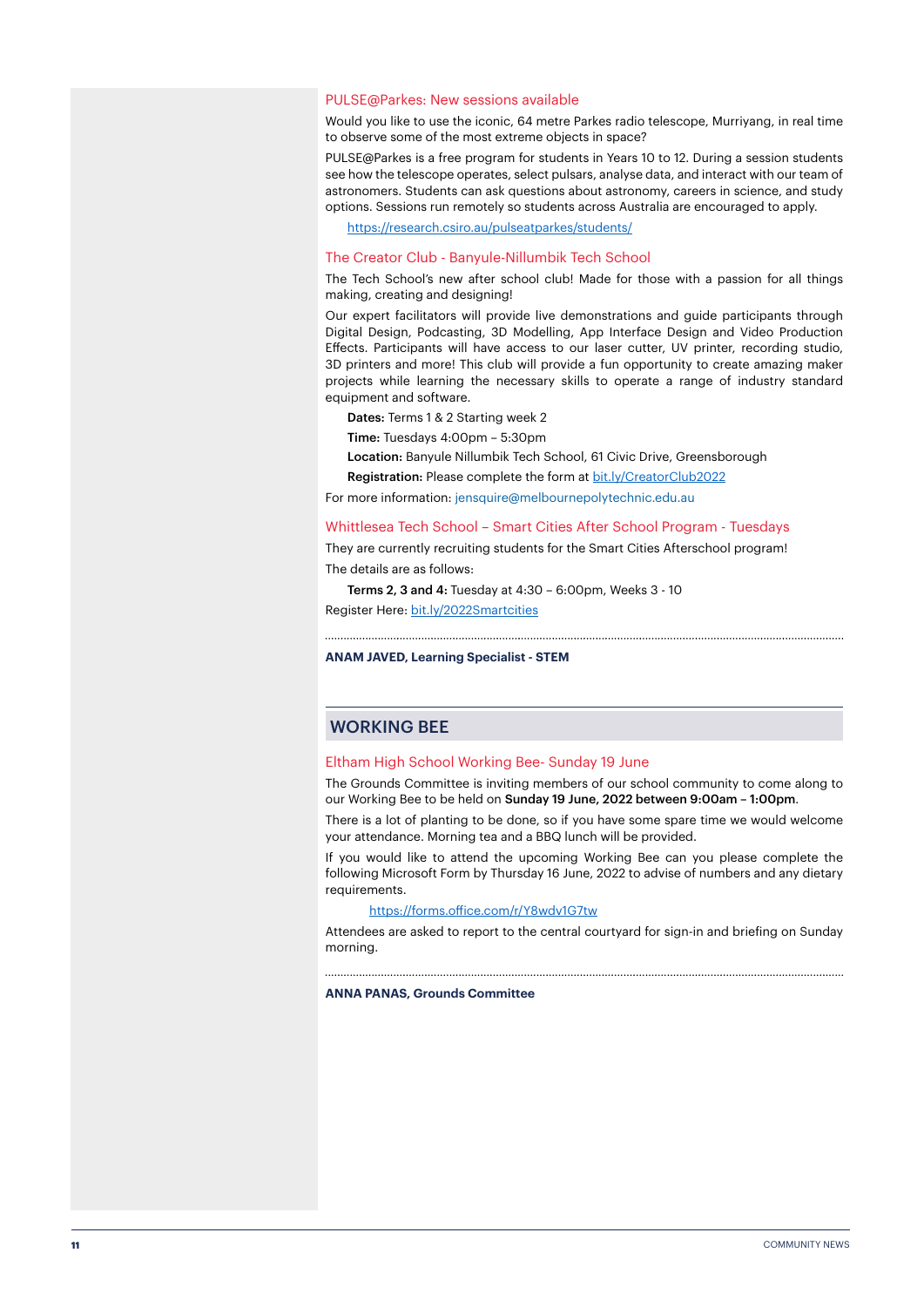### PULSE@Parkes: New sessions available

Would you like to use the iconic, 64 metre Parkes radio telescope, Murriyang, in real time to observe some of the most extreme objects in space?

PULSE@Parkes is a free program for students in Years 10 to 12. During a session students see how the telescope operates, select pulsars, analyse data, and interact with our team of astronomers. Students can ask questions about astronomy, careers in science, and study options. Sessions run remotely so students across Australia are encouraged to apply.

https://research.csiro.au/pulseatparkes/students/

### The Creator Club - Banyule-Nillumbik Tech School

The Tech School's new after school club! Made for those with a passion for all things making, creating and designing!

Our expert facilitators will provide live demonstrations and guide participants through Digital Design, Podcasting, 3D Modelling, App Interface Design and Video Production Effects. Participants will have access to our laser cutter, UV printer, recording studio, 3D printers and more! This club will provide a fun opportunity to create amazing maker projects while learning the necessary skills to operate a range of industry standard equipment and software.

**Dates:** Terms 1 & 2 Starting week 2

**Time:** Tuesdays 4:00pm – 5:30pm

**Location:** Banyule Nillumbik Tech School, 61 Civic Drive, Greensborough

**Registration:** Please complete the form at bit.ly/CreatorClub2022

For more information: jensquire@melbournepolytechnic.edu.au

### Whittlesea Tech School – Smart Cities After School Program - Tuesdays

They are currently recruiting students for the Smart Cities Afterschool program!

The details are as follows:

**Terms 2, 3 and 4:** Tuesday at 4:30 – 6:00pm, Weeks 3 - 10

Register Here: bit.ly/2022Smartcities

**ANAM JAVED, Learning Specialist - STEM**

## WORKING BEE

### Eltham High School Working Bee- Sunday 19 June

The Grounds Committee is inviting members of our school community to come along to our Working Bee to be held on **Sunday 19 June, 2022 between 9:00am – 1:00pm**.

There is a lot of planting to be done, so if you have some spare time we would welcome your attendance. Morning tea and a BBQ lunch will be provided.

If you would like to attend the upcoming Working Bee can you please complete the following Microsoft Form by Thursday 16 June, 2022 to advise of numbers and any dietary requirements.

https://forms.office.com/r/Y8wdv1G7tw

Attendees are asked to report to the central courtyard for sign-in and briefing on Sunday morning.

**ANNA PANAS, Grounds Committee**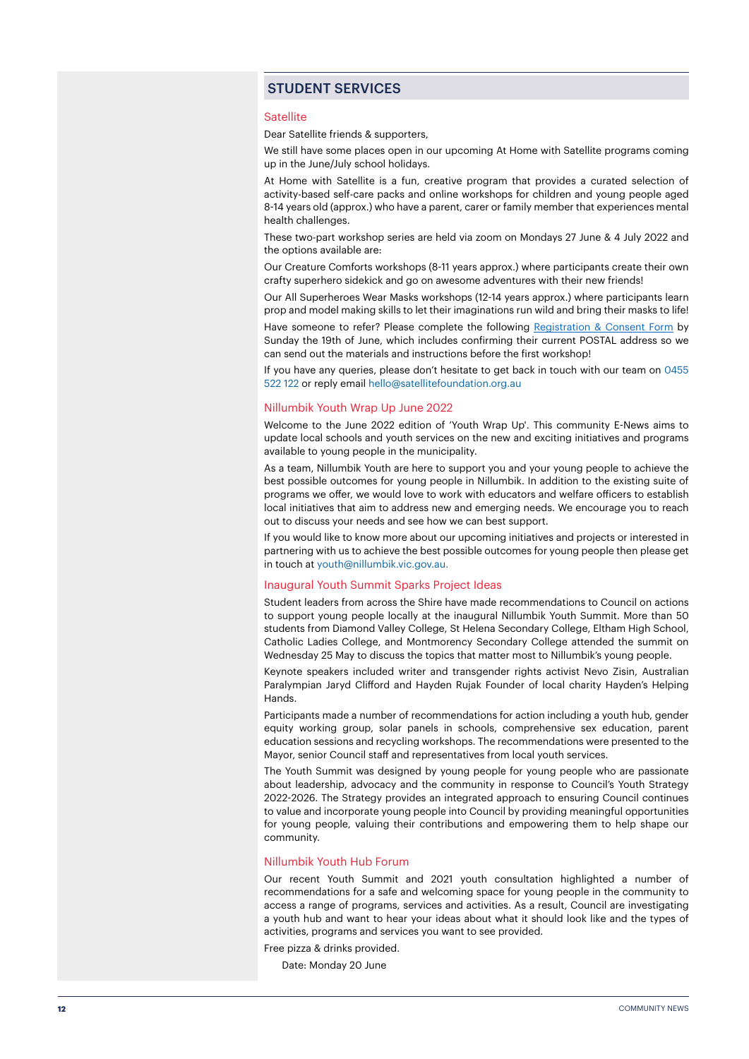## STUDENT SERVICES

### Satellite

Dear Satellite friends & supporters,

We still have some places open in our upcoming At Home with Satellite programs coming up in the June/July school holidays.

At Home with Satellite is a fun, creative program that provides a curated selection of activity-based self-care packs and online workshops for children and young people aged 8-14 years old (approx.) who have a parent, carer or family member that experiences mental health challenges.

These two-part workshop series are held via zoom on Mondays 27 June & 4 July 2022 and the options available are:

Our Creature Comforts workshops (8-11 years approx.) where participants create their own crafty superhero sidekick and go on awesome adventures with their new friends!

Our All Superheroes Wear Masks workshops (12-14 years approx.) where participants learn prop and model making skills to let their imaginations run wild and bring their masks to life!

Have someone to refer? Please complete the following Registration & Consent Form by Sunday the 19th of June, which includes confirming their current POSTAL address so we can send out the materials and instructions before the first workshop!

If you have any queries, please don't hesitate to get back in touch with our team on 0455 522 122 or reply email hello@satellitefoundation.org.au

### Nillumbik Youth Wrap Up June 2022

Welcome to the June 2022 edition of 'Youth Wrap Up'. This community E-News aims to update local schools and youth services on the new and exciting initiatives and programs available to young people in the municipality.

As a team, Nillumbik Youth are here to support you and your young people to achieve the best possible outcomes for young people in Nillumbik. In addition to the existing suite of programs we offer, we would love to work with educators and welfare officers to establish local initiatives that aim to address new and emerging needs. We encourage you to reach out to discuss your needs and see how we can best support.

If you would like to know more about our upcoming initiatives and projects or interested in partnering with us to achieve the best possible outcomes for young people then please get in touch at youth@nillumbik.vic.gov.au.

### Inaugural Youth Summit Sparks Project Ideas

Student leaders from across the Shire have made recommendations to Council on actions to support young people locally at the inaugural Nillumbik Youth Summit. More than 50 students from Diamond Valley College, St Helena Secondary College, Eltham High School, Catholic Ladies College, and Montmorency Secondary College attended the summit on Wednesday 25 May to discuss the topics that matter most to Nillumbik's young people.

Keynote speakers included writer and transgender rights activist Nevo Zisin, Australian Paralympian Jaryd Clifford and Hayden Rujak Founder of local charity Hayden's Helping Hands.

Participants made a number of recommendations for action including a youth hub, gender equity working group, solar panels in schools, comprehensive sex education, parent education sessions and recycling workshops. The recommendations were presented to the Mayor, senior Council staff and representatives from local youth services.

The Youth Summit was designed by young people for young people who are passionate about leadership, advocacy and the community in response to Council's Youth Strategy 2022-2026. The Strategy provides an integrated approach to ensuring Council continues to value and incorporate young people into Council by providing meaningful opportunities for young people, valuing their contributions and empowering them to help shape our community.

### Nillumbik Youth Hub Forum

Our recent Youth Summit and 2021 youth consultation highlighted a number of recommendations for a safe and welcoming space for young people in the community to access a range of programs, services and activities. As a result, Council are investigating a youth hub and want to hear your ideas about what it should look like and the types of activities, programs and services you want to see provided.

Free pizza & drinks provided.

Date: Monday 20 June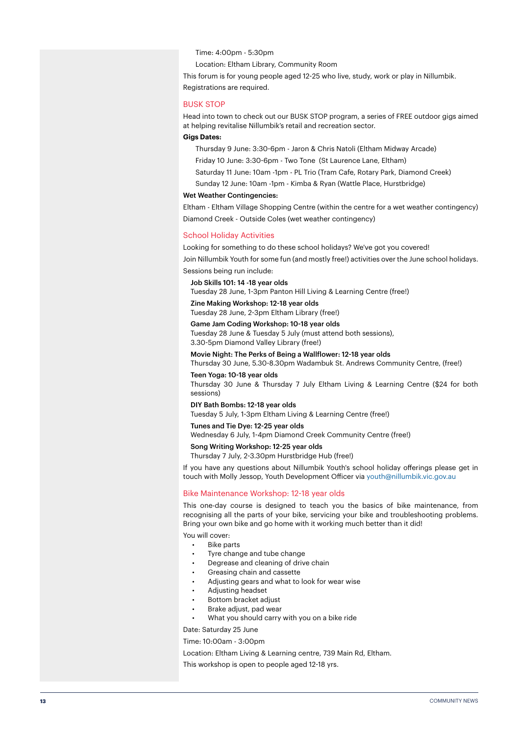Time: 4:00pm - 5:30pm

Location: Eltham Library, Community Room

This forum is for young people aged 12-25 who live, study, work or play in Nillumbik. Registrations are required.

## BUSK STOP

Head into town to check out our BUSK STOP program, a series of FREE outdoor gigs aimed at helping revitalise Nillumbik's retail and recreation sector.

**Gigs Dates:**

Thursday 9 June: 3:30-6pm - Jaron & Chris Natoli (Eltham Midway Arcade)

Friday 10 June: 3:30-6pm - Two Tone (St Laurence Lane, Eltham)

Saturday 11 June: 10am -1pm - PL Trio (Tram Cafe, Rotary Park, Diamond Creek)

Sunday 12 June: 10am -1pm - Kimba & Ryan (Wattle Place, Hurstbridge)

**Wet Weather Contingencies:**

Eltham - Eltham Village Shopping Centre (within the centre for a wet weather contingency)

Diamond Creek - Outside Coles (wet weather contingency)

## School Holiday Activities

Looking for something to do these school holidays? We've got you covered!

Join Nillumbik Youth for some fun (and mostly free!) activities over the June school holidays.

Sessions being run include:

**Job Skills 101: 14 -18 year olds**
Tuesday 28 June, 1-3pm Panton Hill Living & Learning Centre (free!)

**Zine Making Workshop: 12-18 year olds**
Tuesday 28 June, 2-3pm Eltham Library (free!)

**Game Jam Coding Workshop: 10-18 year olds**
Tuesday 28 June & Tuesday 5 July (must attend both sessions),
3.30-5pm Diamond Valley Library (free!)

**Movie Night: The Perks of Being a Wallflower: 12-18 year olds**
Thursday 30 June, 5.30-8.30pm Wadambuk St. Andrews Community Centre, (free!)

**Teen Yoga: 10-18 year olds**
Thursday 30 June & Thursday 7 July Eltham Living & Learning Centre ($24 for both sessions)

**DIY Bath Bombs: 12-18 year olds**
Tuesday 5 July, 1-3pm Eltham Living & Learning Centre (free!)

**Tunes and Tie Dye: 12-25 year olds**
Wednesday 6 July, 1-4pm Diamond Creek Community Centre (free!)

**Song Writing Workshop: 12-25 year olds**
Thursday 7 July, 2-3.30pm Hurstbridge Hub (free!)

If you have any questions about Nillumbik Youth's school holiday offerings please get in touch with Molly Jessop, Youth Development Officer via youth@nillumbik.vic.gov.au

## Bike Maintenance Workshop: 12-18 year olds

This one-day course is designed to teach you the basics of bike maintenance, from recognising all the parts of your bike, servicing your bike and troubleshooting problems. Bring your own bike and go home with it working much better than it did!

You will cover:

- Bike parts
- Tyre change and tube change
- Degrease and cleaning of drive chain
- Greasing chain and cassette
- Adjusting gears and what to look for wear wise
- Adjusting headset
- Bottom bracket adjust
- Brake adjust, pad wear
- What you should carry with you on a bike ride

Date: Saturday 25 June

Time: 10:00am - 3:00pm

Location: Eltham Living & Learning centre, 739 Main Rd, Eltham.

This workshop is open to people aged 12-18 yrs.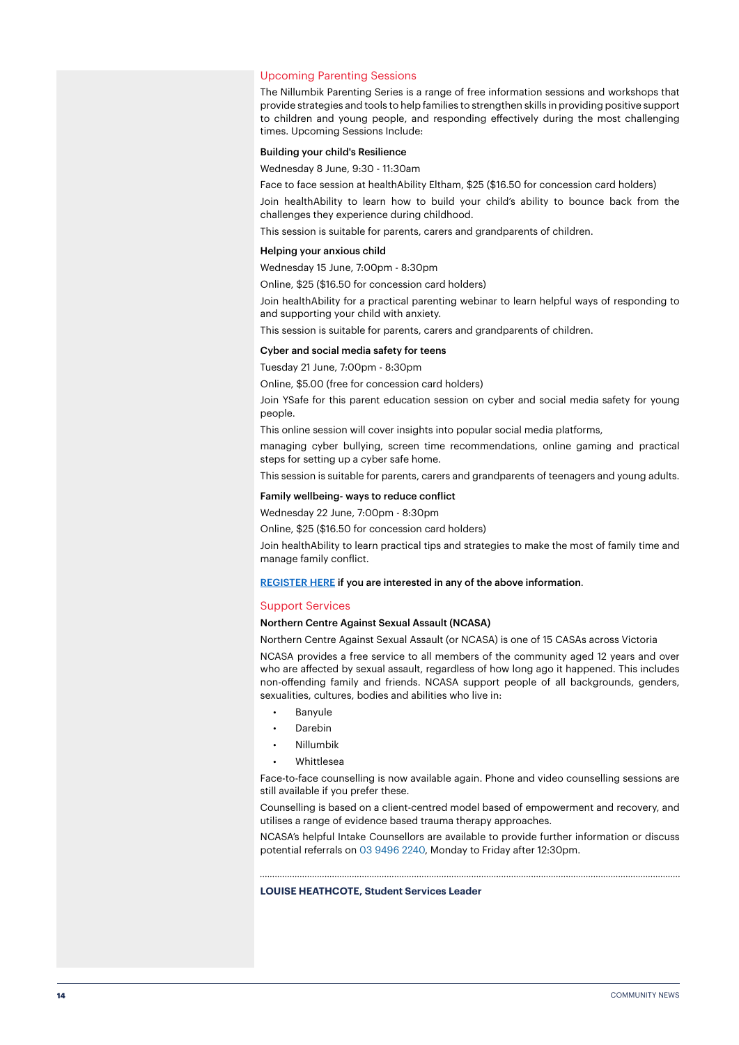## Upcoming Parenting Sessions

The Nillumbik Parenting Series is a range of free information sessions and workshops that provide strategies and tools to help families to strengthen skills in providing positive support to children and young people, and responding effectively during the most challenging times. Upcoming Sessions Include:

**Building your child's Resilience**

Wednesday 8 June, 9:30 - 11:30am

Face to face session at healthAbility Eltham, $25 ($16.50 for concession card holders)

Join healthAbility to learn how to build your child's ability to bounce back from the challenges they experience during childhood.

This session is suitable for parents, carers and grandparents of children.

**Helping your anxious child**

Wednesday 15 June, 7:00pm - 8:30pm

Online, $25 ($16.50 for concession card holders)

Join healthAbility for a practical parenting webinar to learn helpful ways of responding to and supporting your child with anxiety.

This session is suitable for parents, carers and grandparents of children.

**Cyber and social media safety for teens**

Tuesday 21 June, 7:00pm - 8:30pm

Online, $5.00 (free for concession card holders)

Join YSafe for this parent education session on cyber and social media safety for young people.

This online session will cover insights into popular social media platforms,

managing cyber bullying, screen time recommendations, online gaming and practical steps for setting up a cyber safe home.

This session is suitable for parents, carers and grandparents of teenagers and young adults.

**Family wellbeing- ways to reduce conflict**

Wednesday 22 June, 7:00pm - 8:30pm

Online, $25 ($16.50 for concession card holders)

Join healthAbility to learn practical tips and strategies to make the most of family time and manage family conflict.

**REGISTER HERE if you are interested in any of the above information**.

## Support Services

**Northern Centre Against Sexual Assault (NCASA)**

Northern Centre Against Sexual Assault (or NCASA) is one of 15 CASAs across Victoria

NCASA provides a free service to all members of the community aged 12 years and over who are affected by sexual assault, regardless of how long ago it happened. This includes non-offending family and friends. NCASA support people of all backgrounds, genders, sexualities, cultures, bodies and abilities who live in:

- Banyule
- Darebin
- Nillumbik
- Whittlesea

Face-to-face counselling is now available again. Phone and video counselling sessions are still available if you prefer these.

Counselling is based on a client-centred model based of empowerment and recovery, and utilises a range of evidence based trauma therapy approaches.

NCASA's helpful Intake Counsellors are available to provide further information or discuss potential referrals on 03 9496 2240, Monday to Friday after 12:30pm.

**LOUISE HEATHCOTE, Student Services Leader**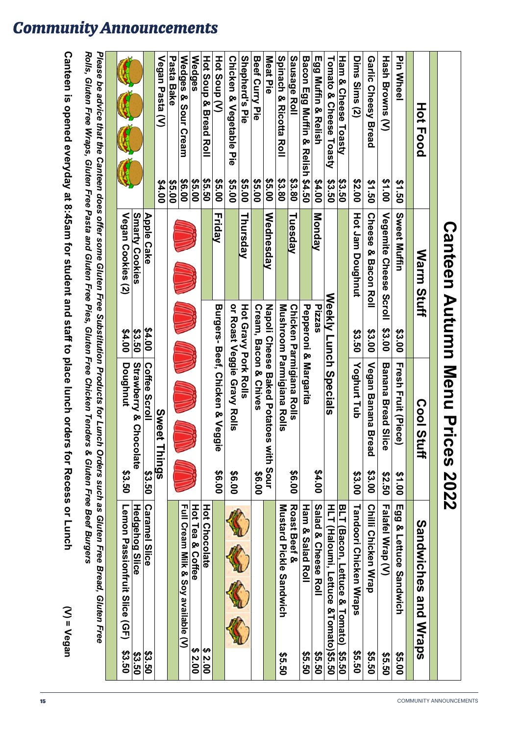## Community Announcements

# Canteen Autumn Menu Prices 2022

| Hot Food | | Warm Stuff | | Cool Stuff | | Sandwiches and Wraps | |
|---|---|---|---|---|---|---|---|
| Pin Wheel | $1.50 | Sweet Muffin | $3.00 | Fresh Fruit (Piece) | $1.00 | Egg & Lettuce Sandwich | $5.00 |
| Hash Browns (V) | $1.00 | Vegemite Cheese Scroll | $3.00 | Banana Bread Slice | $2.50 | Falafel Wrap (V) | $5.50 |
| Garlic Cheesy Bread | $1.50 | Cheese & Bacon Roll | $3.00 | Vegan Banana Bread | $3.00 | Chilli Chicken Wrap | $5.50 |
| Dims Sims (2) | $2.00 | Hot Jam Doughnut | $3.50 | Yoghurt Tub | $3.00 | Tandoori Chicken Wraps | $5.50 |
| Ham & Cheese Toasty | $3.50 | | | | | BLT (Bacon, Lettuce & Tomato) | $5.50 |
| Tomato & Cheese Toasty | $3.50 | **Weekly Lunch Specials** | | | | HLT (Haloumi, Lettuce &Tomato) | $5.50 |
| Egg Muffin & Relish | $4.00 | Monday | Pizzas | | | Salad & Cheese Roll | $5.50 |
| Bacon Egg Muffin & Relish | $4.50 | | Pepperoni & Margarita | | $4.00 | Ham & Salad Roll | $5.50 |
| Sausage Roll | $3.80 | Tuesday | Chicken Parmigiana Rolls | | $6.00 | Roast Beef & | |
| Spinach & Ricotta Roll | $3.80 | | Mushroom Parmigiana Rolls | | | Mustard Pickle Sandwich | $5.50 |
| Meat Pie | $5.00 | Wednesday | Napoli Cheese Baked Potatoes with Sour | | | | |
| Beef Curry Pie | $5.00 | | Cream, Bacon & Chives | | $6.00 | | |
| Shepherd's Pie | $5.00 | Thursday | Hot Gravy Pork Rolls | | | | |
| Chicken & Vegetable Pie | $5.00 | | or Roast Veggie Gravy Rolls | | $6.00 | | |
| Hot Soup (V) | $5.00 | Friday | Burgers- Beef, Chicken & Veggie | | $6.00 | | |
| Hot Soup & Bread Roll | $5.50 | | | | | Hot Chocolate | $ 2.00 |
| Wedges | $5.00 | | | | | Hot Tea & Coffee | $ 2.00 |
| Wedges & Sour Cream | $6.00 | | | | | Full Cream Milk & Soy available (V) | |
| Pasta Bake | $5.00 | | | | | | |
| Vegan Pasta (V) | $4.00 | **Sweet Things** | | | | | |
| | | Apple Cake | $4.00 | Coffee Scroll | $3.50 | Caramel Slice | $3.50 |
| | | Smarty Cookies | $3.50 | Strawberry & Chocolate | | Hedgehog Slice | $3.50 |
| | | Vegan Cookies (2) | $4.00 | Doughnut | $3.50 | Lemon Passionfruit Slice (GF) | $3.50 |

*Please be advice that the Canteen does offer some Gluten Free Substitution Products for Lunch Orders such as Gluten Free Bread, Gluten Free Rolls, Gluten Free Wraps, Gluten Free Pasta and Gluten Free Pies, Gluten Free Chicken Tenders & Gluten Free Beef Burgers*

**Canteen is opened everyday at 8:45am for student and staff to place lunch orders for Recess or Lunch** (V) = Vegan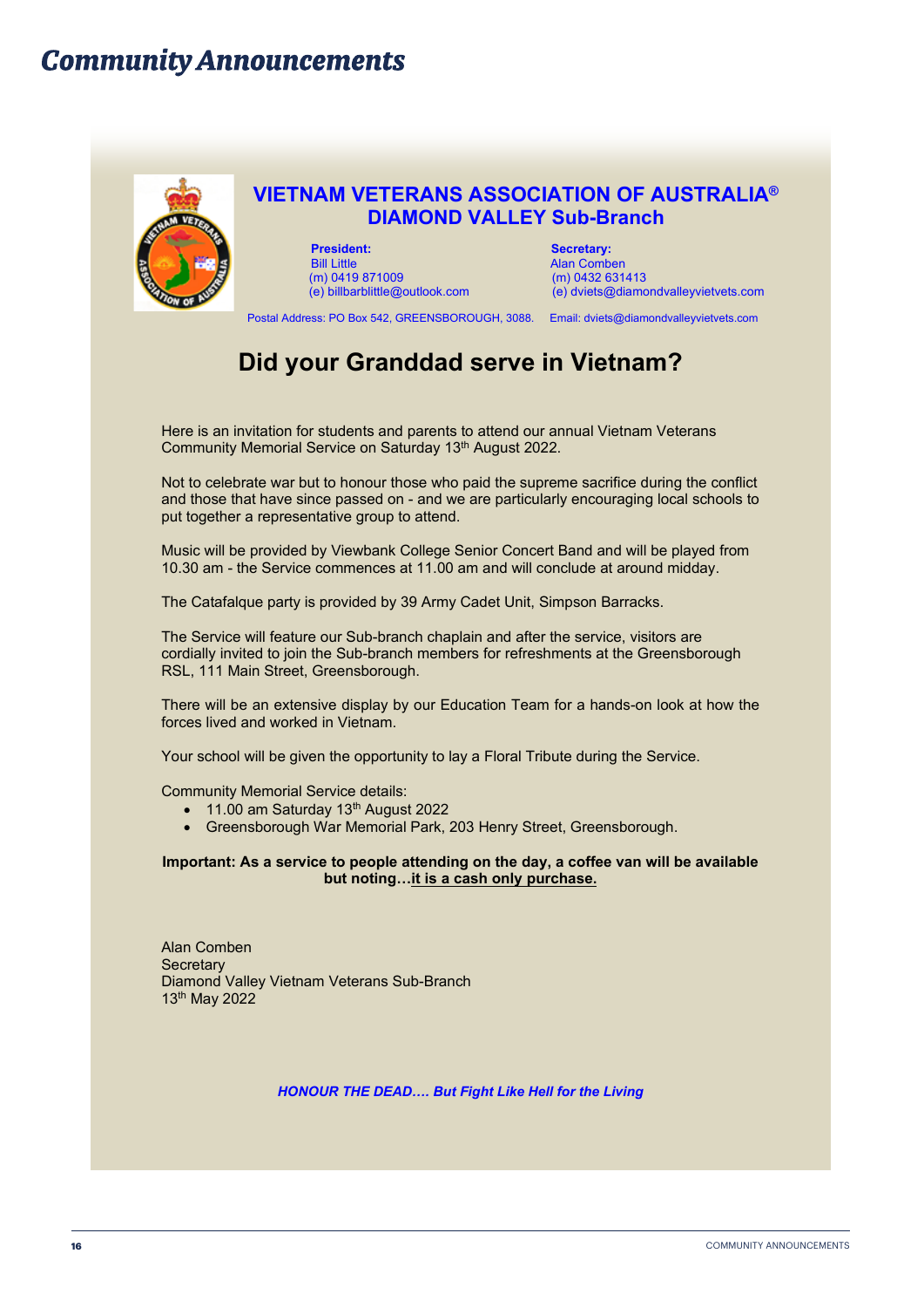# Community Announcements

## VIETNAM VETERANS ASSOCIATION OF AUSTRALIA®
## DIAMOND VALLEY Sub-Branch

**President:**
Bill Little
(m) 0419 871009
(e) billbarblittle@outlook.com

**Secretary:**
Alan Comben
(m) 0432 631413
(e) dviets@diamondvalleyvietvets.com

Postal Address: PO Box 542, GREENSBOROUGH, 3088. Email: dviets@diamondvalleyvietvets.com

## Did your Granddad serve in Vietnam?

Here is an invitation for students and parents to attend our annual Vietnam Veterans Community Memorial Service on Saturday 13th August 2022.

Not to celebrate war but to honour those who paid the supreme sacrifice during the conflict and those that have since passed on - and we are particularly encouraging local schools to put together a representative group to attend.

Music will be provided by Viewbank College Senior Concert Band and will be played from 10.30 am - the Service commences at 11.00 am and will conclude at around midday.

The Catafalque party is provided by 39 Army Cadet Unit, Simpson Barracks.

The Service will feature our Sub-branch chaplain and after the service, visitors are cordially invited to join the Sub-branch members for refreshments at the Greensborough RSL, 111 Main Street, Greensborough.

There will be an extensive display by our Education Team for a hands-on look at how the forces lived and worked in Vietnam.

Your school will be given the opportunity to lay a Floral Tribute during the Service.

Community Memorial Service details:

- 11.00 am Saturday 13th August 2022
- Greensborough War Memorial Park, 203 Henry Street, Greensborough.

**Important: As a service to people attending on the day, a coffee van will be available but noting…it is a cash only purchase.**

Alan Comben
Secretary
Diamond Valley Vietnam Veterans Sub-Branch
13th May 2022

***HONOUR THE DEAD…. But Fight Like Hell for the Living***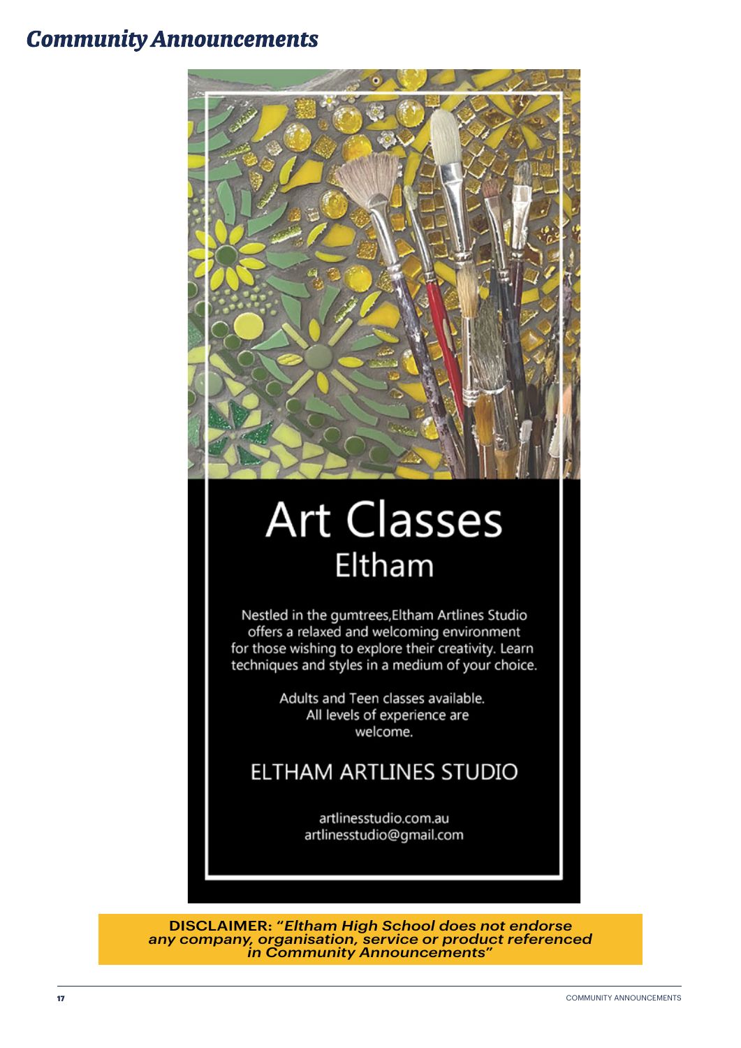# Community Announcements

# Art Classes
## Eltham

Nestled in the gumtrees,Eltham Artlines Studio offers a relaxed and welcoming environment for those wishing to explore their creativity. Learn techniques and styles in a medium of your choice.

Adults and Teen classes available.
All levels of experience are welcome.

## ELTHAM ARTLINES STUDIO

artlinesstudio.com.au
artlinesstudio@gmail.com

**DISCLAIMER:** ***"Eltham High School does not endorse any company, organisation, service or product referenced in Community Announcements"***